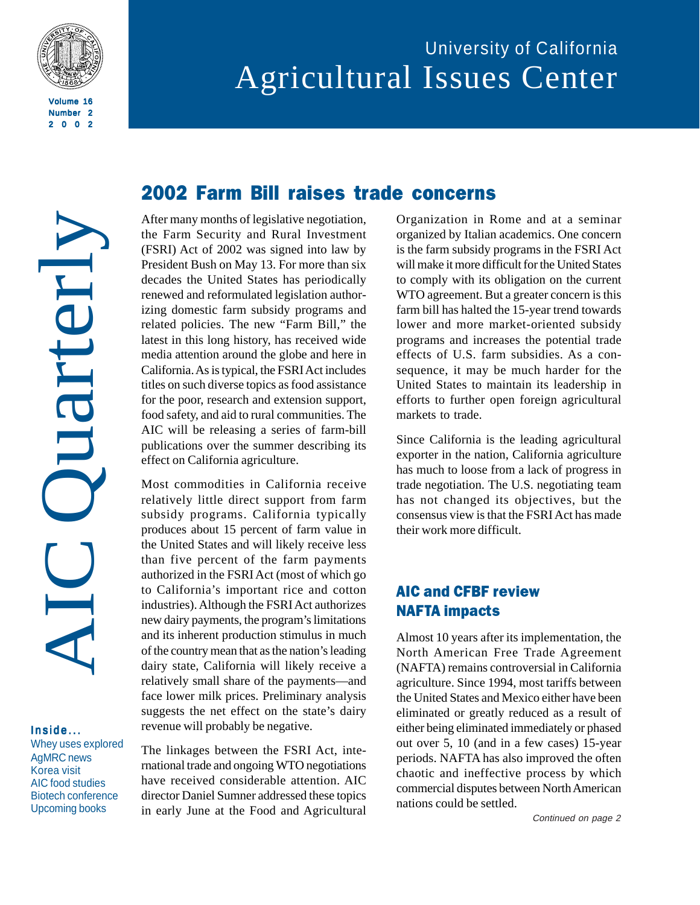# University of California Agricultural Issues Center

# AIC Quarterly

Volume 16
Number 2
2002

**Inside...**

- Whey uses explored
- AgMRC news
- Korea visit
- AIC food studies
- Biotech conference
- Upcoming books

## 2002 Farm Bill raises trade concerns

After many months of legislative negotiation, the Farm Security and Rural Investment (FSRI) Act of 2002 was signed into law by President Bush on May 13. For more than six decades the United States has periodically renewed and reformulated legislation authorizing domestic farm subsidy programs and related policies. The new "Farm Bill," the latest in this long history, has received wide media attention around the globe and here in California. As is typical, the FSRI Act includes titles on such diverse topics as food assistance for the poor, research and extension support, food safety, and aid to rural communities. The AIC will be releasing a series of farm-bill publications over the summer describing its effect on California agriculture.

Most commodities in California receive relatively little direct support from farm subsidy programs. California typically produces about 15 percent of farm value in the United States and will likely receive less than five percent of the farm payments authorized in the FSRI Act (most of which go to California's important rice and cotton industries). Although the FSRI Act authorizes new dairy payments, the program's limitations and its inherent production stimulus in much of the country mean that as the nation's leading dairy state, California will likely receive a relatively small share of the payments—and face lower milk prices. Preliminary analysis suggests the net effect on the state's dairy revenue will probably be negative.

The linkages between the FSRI Act, international trade and ongoing WTO negotiations have received considerable attention. AIC director Daniel Sumner addressed these topics in early June at the Food and Agricultural Organization in Rome and at a seminar organized by Italian academics. One concern is the farm subsidy programs in the FSRI Act will make it more difficult for the United States to comply with its obligation on the current WTO agreement. But a greater concern is this farm bill has halted the 15-year trend towards lower and more market-oriented subsidy programs and increases the potential trade effects of U.S. farm subsidies. As a consequence, it may be much harder for the United States to maintain its leadership in efforts to further open foreign agricultural markets to trade.

Since California is the leading agricultural exporter in the nation, California agriculture has much to loose from a lack of progress in trade negotiation. The U.S. negotiating team has not changed its objectives, but the consensus view is that the FSRI Act has made their work more difficult.

## AIC and CFBF review NAFTA impacts

Almost 10 years after its implementation, the North American Free Trade Agreement (NAFTA) remains controversial in California agriculture. Since 1994, most tariffs between the United States and Mexico either have been eliminated or greatly reduced as a result of either being eliminated immediately or phased out over 5, 10 (and in a few cases) 15-year periods. NAFTA has also improved the often chaotic and ineffective process by which commercial disputes between North American nations could be settled.

*Continued on page 2*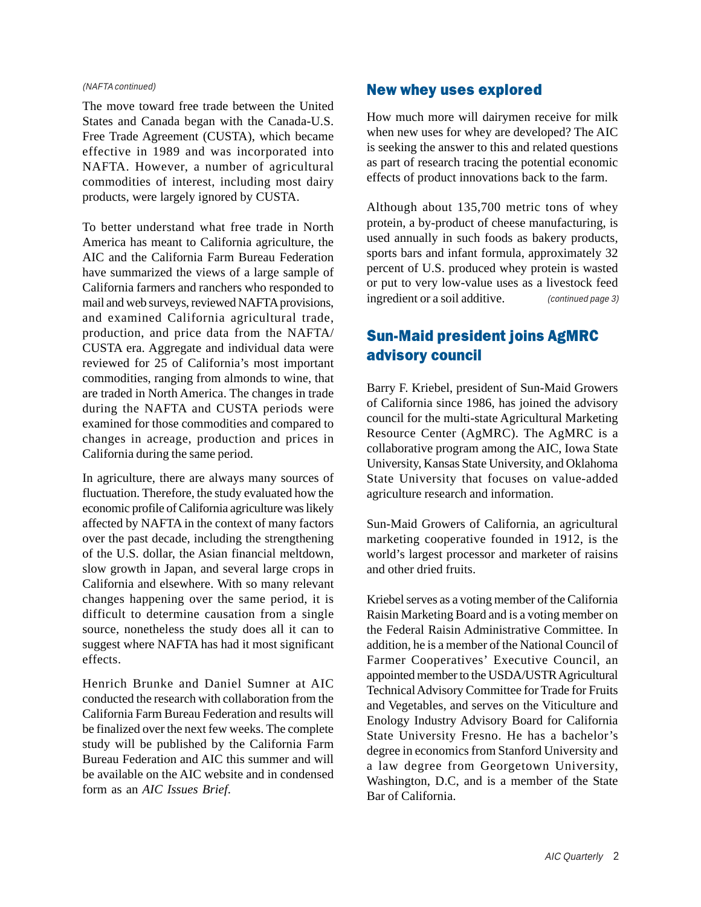*(NAFTA continued)*

The move toward free trade between the United States and Canada began with the Canada-U.S. Free Trade Agreement (CUSTA), which became effective in 1989 and was incorporated into NAFTA. However, a number of agricultural commodities of interest, including most dairy products, were largely ignored by CUSTA.

To better understand what free trade in North America has meant to California agriculture, the AIC and the California Farm Bureau Federation have summarized the views of a large sample of California farmers and ranchers who responded to mail and web surveys, reviewed NAFTA provisions, and examined California agricultural trade, production, and price data from the NAFTA/CUSTA era. Aggregate and individual data were reviewed for 25 of California's most important commodities, ranging from almonds to wine, that are traded in North America. The changes in trade during the NAFTA and CUSTA periods were examined for those commodities and compared to changes in acreage, production and prices in California during the same period.

In agriculture, there are always many sources of fluctuation. Therefore, the study evaluated how the economic profile of California agriculture was likely affected by NAFTA in the context of many factors over the past decade, including the strengthening of the U.S. dollar, the Asian financial meltdown, slow growth in Japan, and several large crops in California and elsewhere. With so many relevant changes happening over the same period, it is difficult to determine causation from a single source, nonetheless the study does all it can to suggest where NAFTA has had it most significant effects.

Henrich Brunke and Daniel Sumner at AIC conducted the research with collaboration from the California Farm Bureau Federation and results will be finalized over the next few weeks. The complete study will be published by the California Farm Bureau Federation and AIC this summer and will be available on the AIC website and in condensed form as an *AIC Issues Brief*.

## New whey uses explored

How much more will dairymen receive for milk when new uses for whey are developed? The AIC is seeking the answer to this and related questions as part of research tracing the potential economic effects of product innovations back to the farm.

Although about 135,700 metric tons of whey protein, a by-product of cheese manufacturing, is used annually in such foods as bakery products, sports bars and infant formula, approximately 32 percent of U.S. produced whey protein is wasted or put to very low-value uses as a livestock feed ingredient or a soil additive. *(continued page 3)*

## Sun-Maid president joins AgMRC advisory council

Barry F. Kriebel, president of Sun-Maid Growers of California since 1986, has joined the advisory council for the multi-state Agricultural Marketing Resource Center (AgMRC). The AgMRC is a collaborative program among the AIC, Iowa State University, Kansas State University, and Oklahoma State University that focuses on value-added agriculture research and information.

Sun-Maid Growers of California, an agricultural marketing cooperative founded in 1912, is the world's largest processor and marketer of raisins and other dried fruits.

Kriebel serves as a voting member of the California Raisin Marketing Board and is a voting member on the Federal Raisin Administrative Committee. In addition, he is a member of the National Council of Farmer Cooperatives' Executive Council, an appointed member to the USDA/USTR Agricultural Technical Advisory Committee for Trade for Fruits and Vegetables, and serves on the Viticulture and Enology Industry Advisory Board for California State University Fresno. He has a bachelor's degree in economics from Stanford University and a law degree from Georgetown University, Washington, D.C, and is a member of the State Bar of California.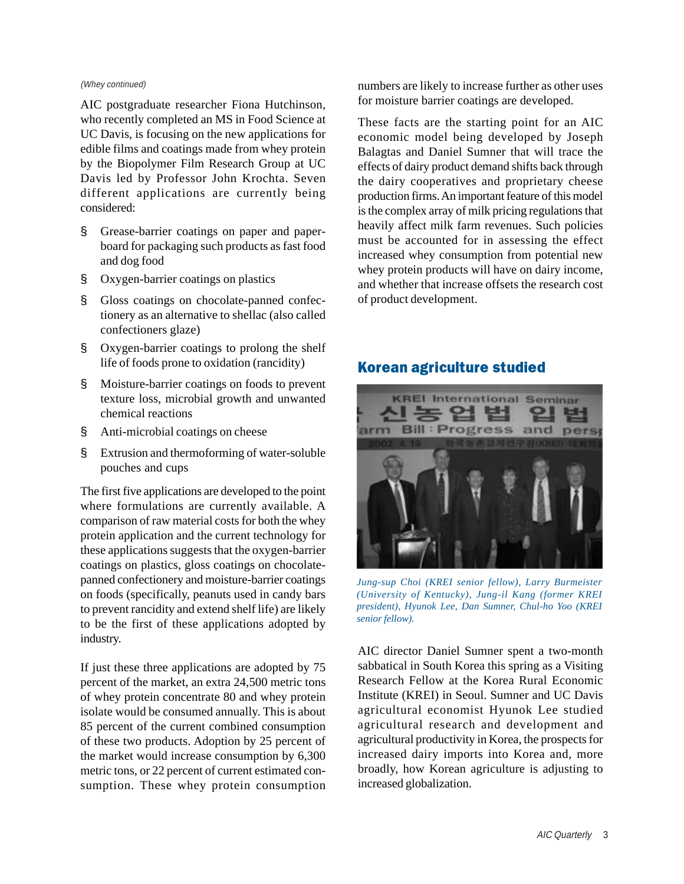*(Whey continued)*

AIC postgraduate researcher Fiona Hutchinson, who recently completed an MS in Food Science at UC Davis, is focusing on the new applications for edible films and coatings made from whey protein by the Biopolymer Film Research Group at UC Davis led by Professor John Krochta. Seven different applications are currently being considered:

- Grease-barrier coatings on paper and paperboard for packaging such products as fast food and dog food
- Oxygen-barrier coatings on plastics
- Gloss coatings on chocolate-panned confectionery as an alternative to shellac (also called confectioners glaze)
- Oxygen-barrier coatings to prolong the shelf life of foods prone to oxidation (rancidity)
- Moisture-barrier coatings on foods to prevent texture loss, microbial growth and unwanted chemical reactions
- Anti-microbial coatings on cheese
- Extrusion and thermoforming of water-soluble pouches and cups

The first five applications are developed to the point where formulations are currently available. A comparison of raw material costs for both the whey protein application and the current technology for these applications suggests that the oxygen-barrier coatings on plastics, gloss coatings on chocolate-panned confectionery and moisture-barrier coatings on foods (specifically, peanuts used in candy bars to prevent rancidity and extend shelf life) are likely to be the first of these applications adopted by industry.

If just these three applications are adopted by 75 percent of the market, an extra 24,500 metric tons of whey protein concentrate 80 and whey protein isolate would be consumed annually. This is about 85 percent of the current combined consumption of these two products. Adoption by 25 percent of the market would increase consumption by 6,300 metric tons, or 22 percent of current estimated consumption. These whey protein consumption numbers are likely to increase further as other uses for moisture barrier coatings are developed.

These facts are the starting point for an AIC economic model being developed by Joseph Balagtas and Daniel Sumner that will trace the effects of dairy product demand shifts back through the dairy cooperatives and proprietary cheese production firms. An important feature of this model is the complex array of milk pricing regulations that heavily affect milk farm revenues. Such policies must be accounted for in assessing the effect increased whey consumption from potential new whey protein products will have on dairy income, and whether that increase offsets the research cost of product development.

## Korean agriculture studied

*Jung-sup Choi (KREI senior fellow), Larry Burmeister (University of Kentucky), Jung-il Kang (former KREI president), Hyunok Lee, Dan Sumner, Chul-ho Yoo (KREI senior fellow).*

AIC director Daniel Sumner spent a two-month sabbatical in South Korea this spring as a Visiting Research Fellow at the Korea Rural Economic Institute (KREI) in Seoul. Sumner and UC Davis agricultural economist Hyunok Lee studied agricultural research and development and agricultural productivity in Korea, the prospects for increased dairy imports into Korea and, more broadly, how Korean agriculture is adjusting to increased globalization.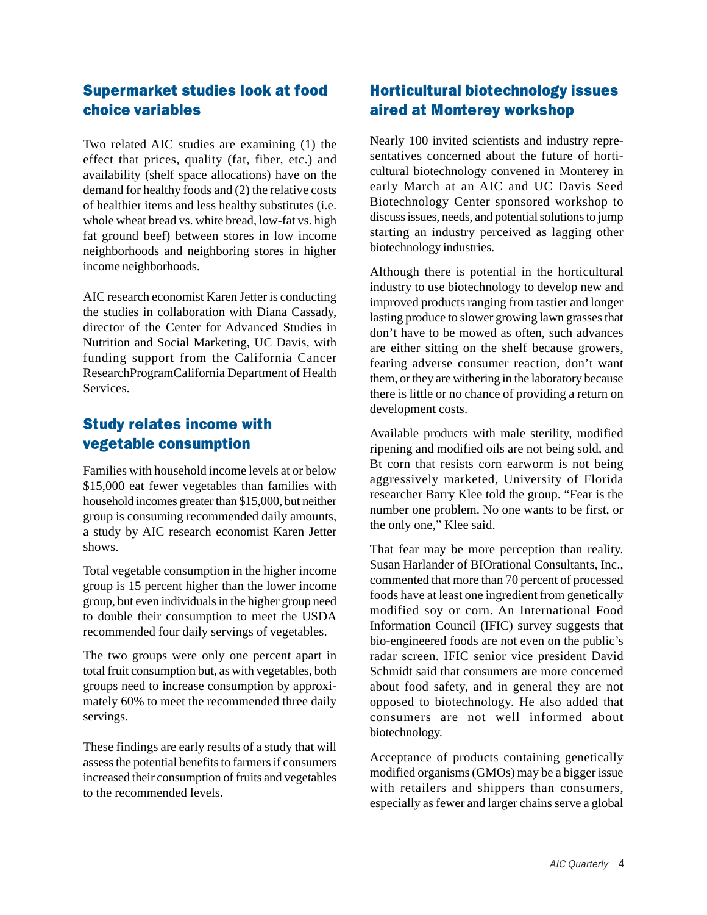## Supermarket studies look at food choice variables

Two related AIC studies are examining (1) the effect that prices, quality (fat, fiber, etc.) and availability (shelf space allocations) have on the demand for healthy foods and (2) the relative costs of healthier items and less healthy substitutes (i.e. whole wheat bread vs. white bread, low-fat vs. high fat ground beef) between stores in low income neighborhoods and neighboring stores in higher income neighborhoods.

AIC research economist Karen Jetter is conducting the studies in collaboration with Diana Cassady, director of the Center for Advanced Studies in Nutrition and Social Marketing, UC Davis, with funding support from the California Cancer ResearchProgramCalifornia Department of Health Services.

## Study relates income with vegetable consumption

Families with household income levels at or below $15,000 eat fewer vegetables than families with household incomes greater than $15,000, but neither group is consuming recommended daily amounts, a study by AIC research economist Karen Jetter shows.

Total vegetable consumption in the higher income group is 15 percent higher than the lower income group, but even individuals in the higher group need to double their consumption to meet the USDA recommended four daily servings of vegetables.

The two groups were only one percent apart in total fruit consumption but, as with vegetables, both groups need to increase consumption by approximately 60% to meet the recommended three daily servings.

These findings are early results of a study that will assess the potential benefits to farmers if consumers increased their consumption of fruits and vegetables to the recommended levels.

## Horticultural biotechnology issues aired at Monterey workshop

Nearly 100 invited scientists and industry representatives concerned about the future of horticultural biotechnology convened in Monterey in early March at an AIC and UC Davis Seed Biotechnology Center sponsored workshop to discuss issues, needs, and potential solutions to jump starting an industry perceived as lagging other biotechnology industries.

Although there is potential in the horticultural industry to use biotechnology to develop new and improved products ranging from tastier and longer lasting produce to slower growing lawn grasses that don't have to be mowed as often, such advances are either sitting on the shelf because growers, fearing adverse consumer reaction, don't want them, or they are withering in the laboratory because there is little or no chance of providing a return on development costs.

Available products with male sterility, modified ripening and modified oils are not being sold, and Bt corn that resists corn earworm is not being aggressively marketed, University of Florida researcher Barry Klee told the group. "Fear is the number one problem. No one wants to be first, or the only one," Klee said.

That fear may be more perception than reality. Susan Harlander of BIOrational Consultants, Inc., commented that more than 70 percent of processed foods have at least one ingredient from genetically modified soy or corn. An International Food Information Council (IFIC) survey suggests that bio-engineered foods are not even on the public's radar screen. IFIC senior vice president David Schmidt said that consumers are more concerned about food safety, and in general they are not opposed to biotechnology. He also added that consumers are not well informed about biotechnology.

Acceptance of products containing genetically modified organisms (GMOs) may be a bigger issue with retailers and shippers than consumers, especially as fewer and larger chains serve a global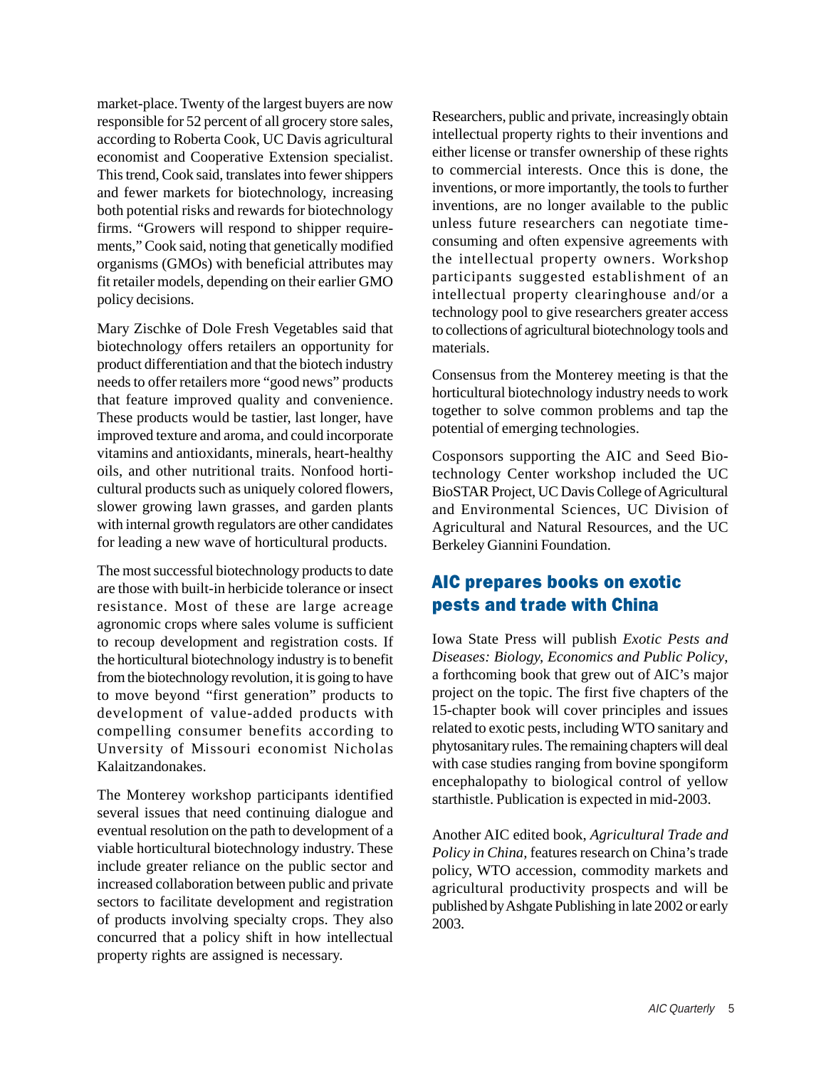market-place. Twenty of the largest buyers are now responsible for 52 percent of all grocery store sales, according to Roberta Cook, UC Davis agricultural economist and Cooperative Extension specialist. This trend, Cook said, translates into fewer shippers and fewer markets for biotechnology, increasing both potential risks and rewards for biotechnology firms. "Growers will respond to shipper requirements," Cook said, noting that genetically modified organisms (GMOs) with beneficial attributes may fit retailer models, depending on their earlier GMO policy decisions.

Mary Zischke of Dole Fresh Vegetables said that biotechnology offers retailers an opportunity for product differentiation and that the biotech industry needs to offer retailers more "good news" products that feature improved quality and convenience. These products would be tastier, last longer, have improved texture and aroma, and could incorporate vitamins and antioxidants, minerals, heart-healthy oils, and other nutritional traits. Nonfood horticultural products such as uniquely colored flowers, slower growing lawn grasses, and garden plants with internal growth regulators are other candidates for leading a new wave of horticultural products.

The most successful biotechnology products to date are those with built-in herbicide tolerance or insect resistance. Most of these are large acreage agronomic crops where sales volume is sufficient to recoup development and registration costs. If the horticultural biotechnology industry is to benefit from the biotechnology revolution, it is going to have to move beyond "first generation" products to development of value-added products with compelling consumer benefits according to Unversity of Missouri economist Nicholas Kalaitzandonakes.

The Monterey workshop participants identified several issues that need continuing dialogue and eventual resolution on the path to development of a viable horticultural biotechnology industry. These include greater reliance on the public sector and increased collaboration between public and private sectors to facilitate development and registration of products involving specialty crops. They also concurred that a policy shift in how intellectual property rights are assigned is necessary.

Researchers, public and private, increasingly obtain intellectual property rights to their inventions and either license or transfer ownership of these rights to commercial interests. Once this is done, the inventions, or more importantly, the tools to further inventions, are no longer available to the public unless future researchers can negotiate time-consuming and often expensive agreements with the intellectual property owners. Workshop participants suggested establishment of an intellectual property clearinghouse and/or a technology pool to give researchers greater access to collections of agricultural biotechnology tools and materials.

Consensus from the Monterey meeting is that the horticultural biotechnology industry needs to work together to solve common problems and tap the potential of emerging technologies.

Cosponsors supporting the AIC and Seed Biotechnology Center workshop included the UC BioSTAR Project, UC Davis College of Agricultural and Environmental Sciences, UC Division of Agricultural and Natural Resources, and the UC Berkeley Giannini Foundation.

## AIC prepares books on exotic pests and trade with China

Iowa State Press will publish *Exotic Pests and Diseases: Biology, Economics and Public Policy*, a forthcoming book that grew out of AIC's major project on the topic. The first five chapters of the 15-chapter book will cover principles and issues related to exotic pests, including WTO sanitary and phytosanitary rules. The remaining chapters will deal with case studies ranging from bovine spongiform encephalopathy to biological control of yellow starthistle. Publication is expected in mid-2003.

Another AIC edited book, *Agricultural Trade and Policy in China*, features research on China's trade policy, WTO accession, commodity markets and agricultural productivity prospects and will be published by Ashgate Publishing in late 2002 or early 2003.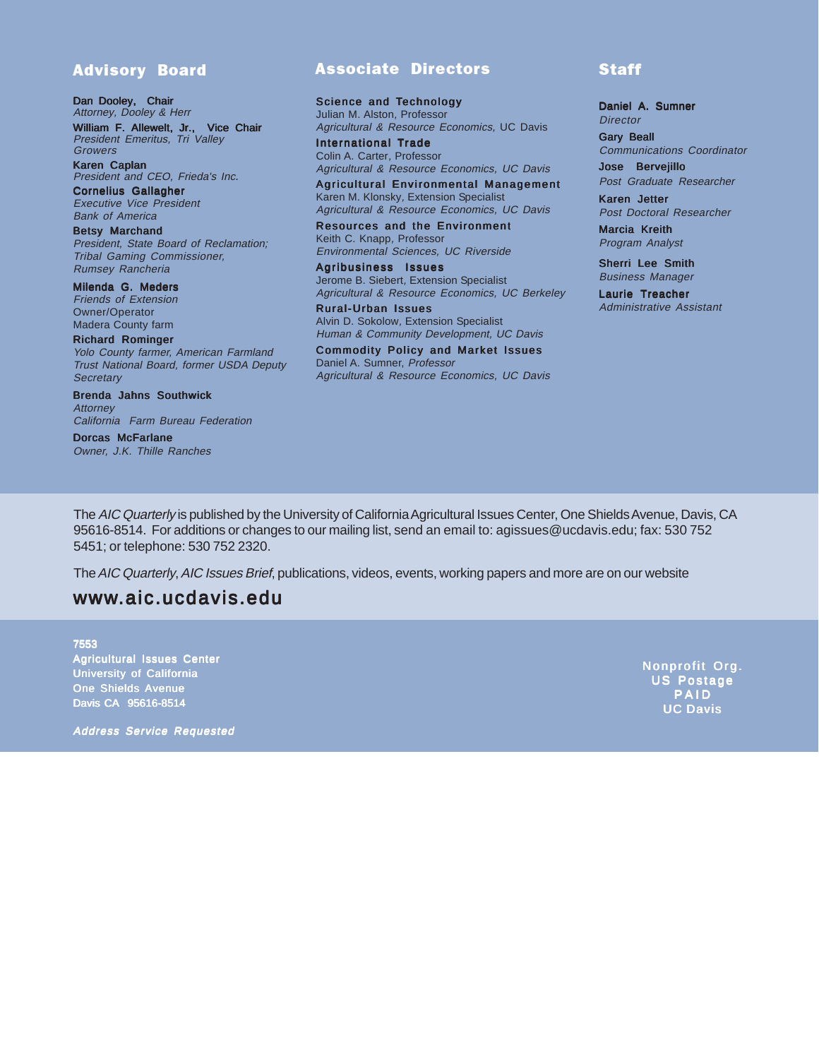## Advisory Board

**Dan Dooley, Chair**
*Attorney, Dooley & Herr*

**William F. Allewelt, Jr., Vice Chair**
*President Emeritus, Tri Valley Growers*

**Karen Caplan**
*President and CEO, Frieda's Inc.*

**Cornelius Gallagher**
*Executive Vice President*
*Bank of America*

**Betsy Marchand**
*President, State Board of Reclamation; Tribal Gaming Commissioner, Rumsey Rancheria*

**Milenda G. Meders**
*Friends of Extension*
Owner/Operator
Madera County farm

**Richard Rominger**
*Yolo County farmer, American Farmland Trust National Board, former USDA Deputy Secretary*

**Brenda Jahns Southwick**
*Attorney*
*California Farm Bureau Federation*

**Dorcas McFarlane**
*Owner, J.K. Thille Ranches*

## Associate Directors

**Science and Technology**
Julian M. Alston, Professor
*Agricultural & Resource Economics,* UC Davis

**International Trade**
Colin A. Carter, Professor
*Agricultural & Resource Economics, UC Davis*

**Agricultural Environmental Management**
Karen M. Klonsky, Extension Specialist
*Agricultural & Resource Economics, UC Davis*

**Resources and the Environment**
Keith C. Knapp, Professor
*Environmental Sciences, UC Riverside*

**Agribusiness Issues**
Jerome B. Siebert, Extension Specialist
*Agricultural & Resource Economics, UC Berkeley*

**Rural-Urban Issues**
Alvin D. Sokolow, Extension Specialist
*Human & Community Development, UC Davis*

**Commodity Policy and Market Issues**
Daniel A. Sumner, *Professor*
*Agricultural & Resource Economics, UC Davis*

## Staff

**Daniel A. Sumner**
*Director*

**Gary Beall**
*Communications Coordinator*

**Jose Bervejillo**
*Post Graduate Researcher*

**Karen Jetter**
*Post Doctoral Researcher*

**Marcia Kreith**
*Program Analyst*

**Sherri Lee Smith**
*Business Manager*

**Laurie Treacher**
*Administrative Assistant*

The *AIC Quarterly* is published by the University of California Agricultural Issues Center, One Shields Avenue, Davis, CA 95616-8514. For additions or changes to our mailing list, send an email to: agissues@ucdavis.edu; fax: 530 752 5451; or telephone: 530 752 2320.

The *AIC Quarterly*, *AIC Issues Brief*, publications, videos, events, working papers and more are on our website

**www.aic.ucdavis.edu**

7553
Agricultural Issues Center
University of California
One Shields Avenue
Davis CA 95616-8514

*Address Service Requested*

Nonprofit Org.
US Postage
PAID
UC Davis